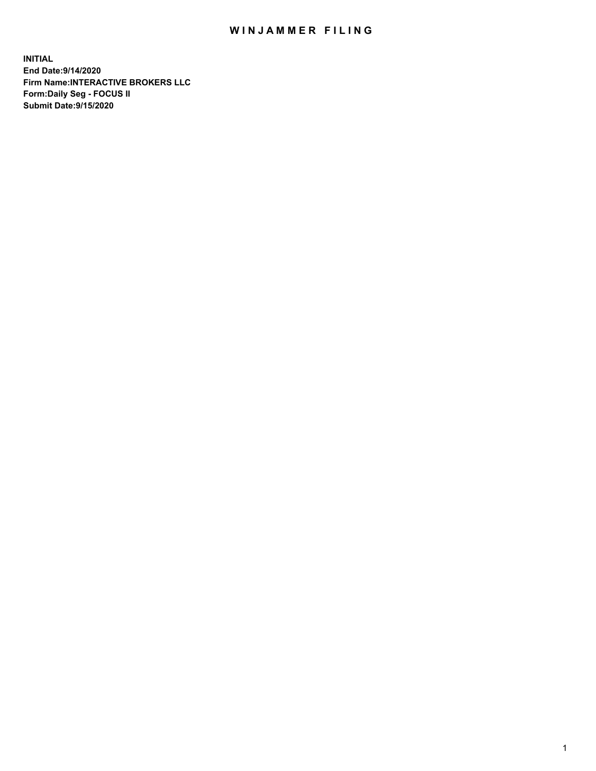# WINJAMMER FILING

**INITIAL**
**End Date:9/14/2020**
**Firm Name:INTERACTIVE BROKERS LLC**
**Form:Daily Seg - FOCUS II**
**Submit Date:9/15/2020**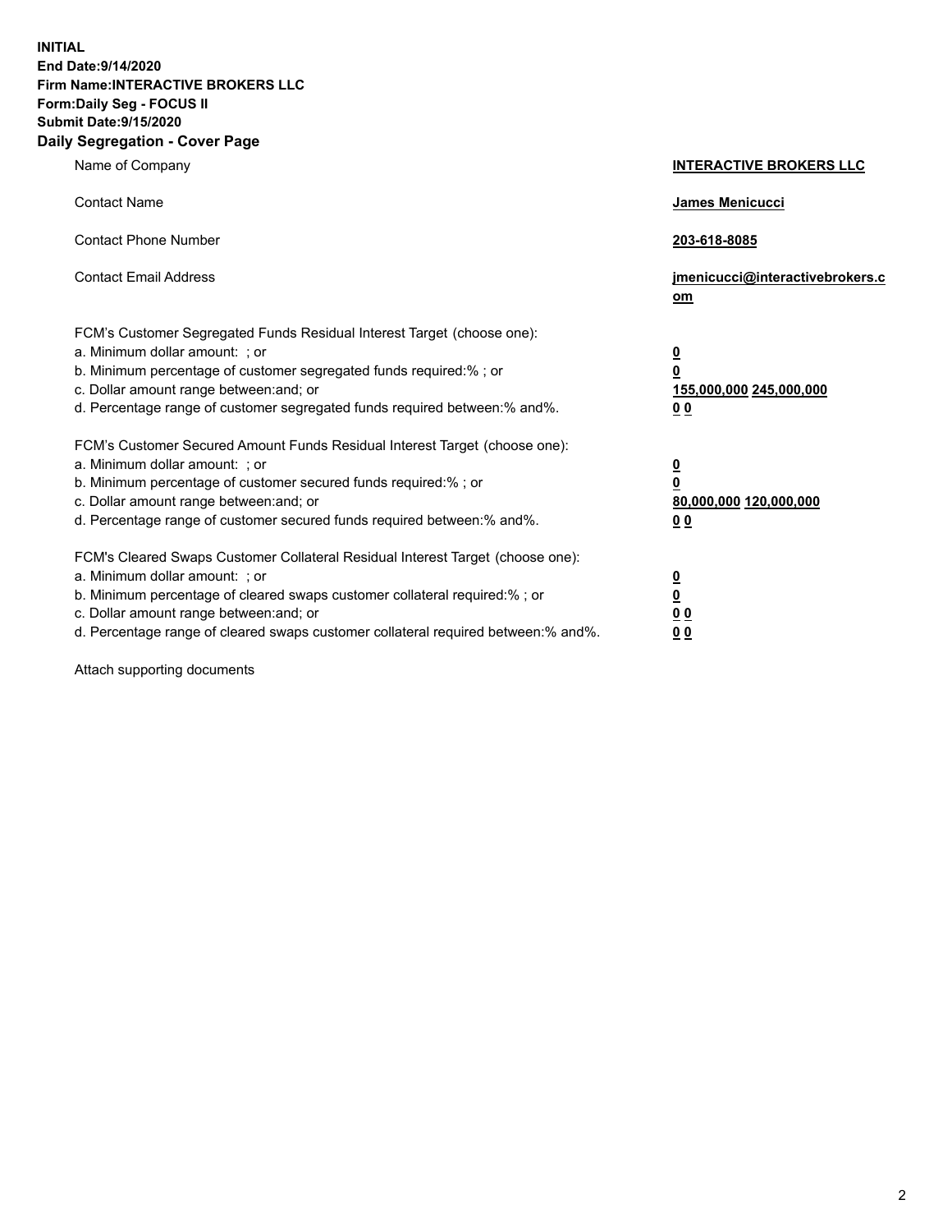**INITIAL**
**End Date:9/14/2020**
**Firm Name:INTERACTIVE BROKERS LLC**
**Form:Daily Seg - FOCUS II**
**Submit Date:9/15/2020**

## Daily Segregation - Cover Page

| | |
|---|---|
| Name of Company | **INTERACTIVE BROKERS LLC** |
| Contact Name | **James Menicucci** |
| Contact Phone Number | **203-618-8085** |
| Contact Email Address | **jmenicucci@interactivebrokers.com** |

FCM's Customer Segregated Funds Residual Interest Target (choose one):

| | |
|---|---|
| a. Minimum dollar amount: ; or | **0** |
| b. Minimum percentage of customer segregated funds required:% ; or | **0** |
| c. Dollar amount range between:and; or | **155,000,000 245,000,000** |
| d. Percentage range of customer segregated funds required between:% and%. | **0 0** |

FCM's Customer Secured Amount Funds Residual Interest Target (choose one):

| | |
|---|---|
| a. Minimum dollar amount: ; or | **0** |
| b. Minimum percentage of customer secured funds required:% ; or | **0** |
| c. Dollar amount range between:and; or | **80,000,000 120,000,000** |
| d. Percentage range of customer secured funds required between:% and%. | **0 0** |

FCM's Cleared Swaps Customer Collateral Residual Interest Target (choose one):

| | |
|---|---|
| a. Minimum dollar amount: ; or | **0** |
| b. Minimum percentage of cleared swaps customer collateral required:% ; or | **0** |
| c. Dollar amount range between:and; or | **0 0** |
| d. Percentage range of cleared swaps customer collateral required between:% and%. | **0 0** |

Attach supporting documents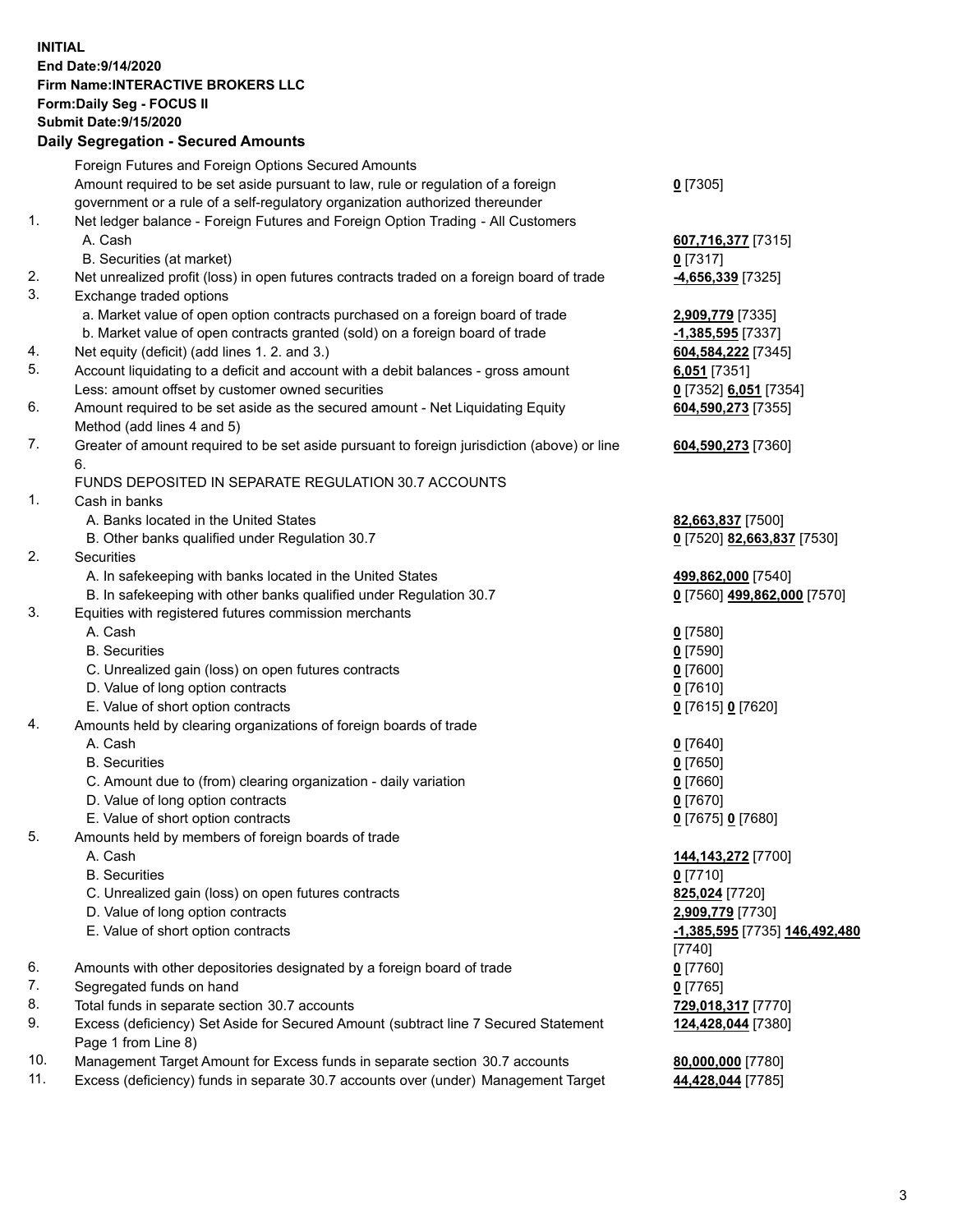**INITIAL**
**End Date:9/14/2020**
**Firm Name:INTERACTIVE BROKERS LLC**
**Form:Daily Seg - FOCUS II**
**Submit Date:9/15/2020**

## Daily Segregation - Secured Amounts

| | | |
|---|---|---|
| | Foreign Futures and Foreign Options Secured Amounts | |
| | Amount required to be set aside pursuant to law, rule or regulation of a foreign government or a rule of a self-regulatory organization authorized thereunder | **0** [7305] |
| 1. | Net ledger balance - Foreign Futures and Foreign Option Trading - All Customers | |
| | A. Cash | **607,716,377** [7315] |
| | B. Securities (at market) | **0** [7317] |
| 2. | Net unrealized profit (loss) in open futures contracts traded on a foreign board of trade | **-4,656,339** [7325] |
| 3. | Exchange traded options | |
| | a. Market value of open option contracts purchased on a foreign board of trade | **2,909,779** [7335] |
| | b. Market value of open contracts granted (sold) on a foreign board of trade | **-1,385,595** [7337] |
| 4. | Net equity (deficit) (add lines 1. 2. and 3.) | **604,584,222** [7345] |
| 5. | Account liquidating to a deficit and account with a debit balances - gross amount | **6,051** [7351] |
| | Less: amount offset by customer owned securities | **0** [7352] **6,051** [7354] |
| 6. | Amount required to be set aside as the secured amount - Net Liquidating Equity Method (add lines 4 and 5) | **604,590,273** [7355] |
| 7. | Greater of amount required to be set aside pursuant to foreign jurisdiction (above) or line 6. | **604,590,273** [7360] |
| | FUNDS DEPOSITED IN SEPARATE REGULATION 30.7 ACCOUNTS | |
| 1. | Cash in banks | |
| | A. Banks located in the United States | **82,663,837** [7500] |
| | B. Other banks qualified under Regulation 30.7 | **0** [7520] **82,663,837** [7530] |
| 2. | Securities | |
| | A. In safekeeping with banks located in the United States | **499,862,000** [7540] |
| | B. In safekeeping with other banks qualified under Regulation 30.7 | **0** [7560] **499,862,000** [7570] |
| 3. | Equities with registered futures commission merchants | |
| | A. Cash | **0** [7580] |
| | B. Securities | **0** [7590] |
| | C. Unrealized gain (loss) on open futures contracts | **0** [7600] |
| | D. Value of long option contracts | **0** [7610] |
| | E. Value of short option contracts | **0** [7615] **0** [7620] |
| 4. | Amounts held by clearing organizations of foreign boards of trade | |
| | A. Cash | **0** [7640] |
| | B. Securities | **0** [7650] |
| | C. Amount due to (from) clearing organization - daily variation | **0** [7660] |
| | D. Value of long option contracts | **0** [7670] |
| | E. Value of short option contracts | **0** [7675] **0** [7680] |
| 5. | Amounts held by members of foreign boards of trade | |
| | A. Cash | **144,143,272** [7700] |
| | B. Securities | **0** [7710] |
| | C. Unrealized gain (loss) on open futures contracts | **825,024** [7720] |
| | D. Value of long option contracts | **2,909,779** [7730] |
| | E. Value of short option contracts | **-1,385,595** [7735] **146,492,480** [7740] |
| 6. | Amounts with other depositories designated by a foreign board of trade | **0** [7760] |
| 7. | Segregated funds on hand | **0** [7765] |
| 8. | Total funds in separate section 30.7 accounts | **729,018,317** [7770] |
| 9. | Excess (deficiency) Set Aside for Secured Amount (subtract line 7 Secured Statement Page 1 from Line 8) | **124,428,044** [7380] |
| 10. | Management Target Amount for Excess funds in separate section 30.7 accounts | **80,000,000** [7780] |
| 11. | Excess (deficiency) funds in separate 30.7 accounts over (under) Management Target | **44,428,044** [7785] |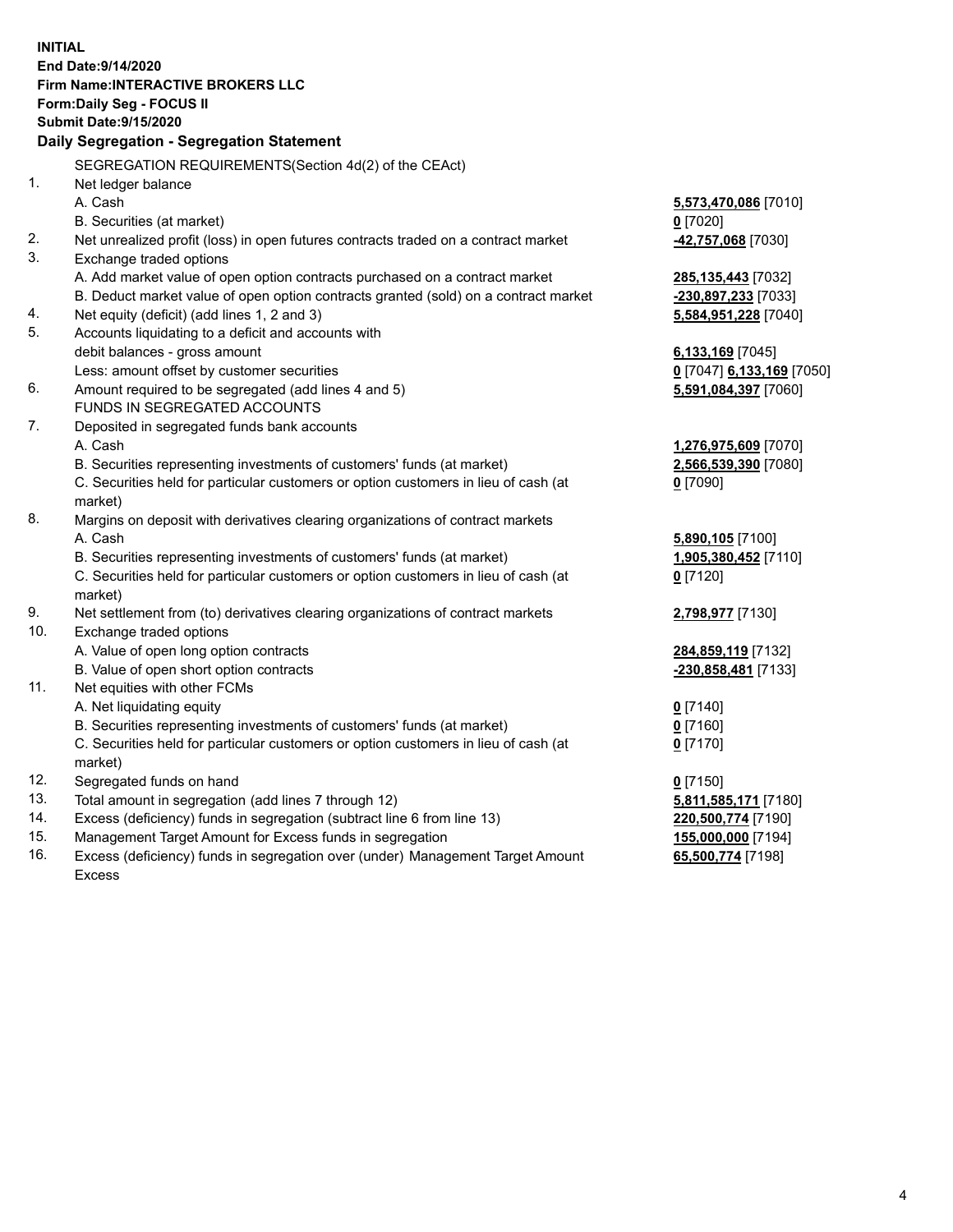**INITIAL**
**End Date:9/14/2020**
**Firm Name:INTERACTIVE BROKERS LLC**
**Form:Daily Seg - FOCUS II**
**Submit Date:9/15/2020**

## Daily Segregation - Segregation Statement

SEGREGATION REQUIREMENTS(Section 4d(2) of the CEAct)

| | | |
|---|---|---|
| 1. | Net ledger balance | |
| | A. Cash | **5,573,470,086** [7010] |
| | B. Securities (at market) | **0** [7020] |
| 2. | Net unrealized profit (loss) in open futures contracts traded on a contract market | **-42,757,068** [7030] |
| 3. | Exchange traded options | |
| | A. Add market value of open option contracts purchased on a contract market | **285,135,443** [7032] |
| | B. Deduct market value of open option contracts granted (sold) on a contract market | **-230,897,233** [7033] |
| 4. | Net equity (deficit) (add lines 1, 2 and 3) | **5,584,951,228** [7040] |
| 5. | Accounts liquidating to a deficit and accounts with debit balances - gross amount | **6,133,169** [7045] |
| | Less: amount offset by customer securities | **0** [7047] **6,133,169** [7050] |
| 6. | Amount required to be segregated (add lines 4 and 5) | **5,591,084,397** [7060] |
| | FUNDS IN SEGREGATED ACCOUNTS | |
| 7. | Deposited in segregated funds bank accounts | |
| | A. Cash | **1,276,975,609** [7070] |
| | B. Securities representing investments of customers' funds (at market) | **2,566,539,390** [7080] |
| | C. Securities held for particular customers or option customers in lieu of cash (at market) | **0** [7090] |
| 8. | Margins on deposit with derivatives clearing organizations of contract markets | |
| | A. Cash | **5,890,105** [7100] |
| | B. Securities representing investments of customers' funds (at market) | **1,905,380,452** [7110] |
| | C. Securities held for particular customers or option customers in lieu of cash (at market) | **0** [7120] |
| 9. | Net settlement from (to) derivatives clearing organizations of contract markets | **2,798,977** [7130] |
| 10. | Exchange traded options | |
| | A. Value of open long option contracts | **284,859,119** [7132] |
| | B. Value of open short option contracts | **-230,858,481** [7133] |
| 11. | Net equities with other FCMs | |
| | A. Net liquidating equity | **0** [7140] |
| | B. Securities representing investments of customers' funds (at market) | **0** [7160] |
| | C. Securities held for particular customers or option customers in lieu of cash (at market) | **0** [7170] |
| 12. | Segregated funds on hand | **0** [7150] |
| 13. | Total amount in segregation (add lines 7 through 12) | **5,811,585,171** [7180] |
| 14. | Excess (deficiency) funds in segregation (subtract line 6 from line 13) | **220,500,774** [7190] |
| 15. | Management Target Amount for Excess funds in segregation | **155,000,000** [7194] |
| 16. | Excess (deficiency) funds in segregation over (under) Management Target Amount Excess | **65,500,774** [7198] |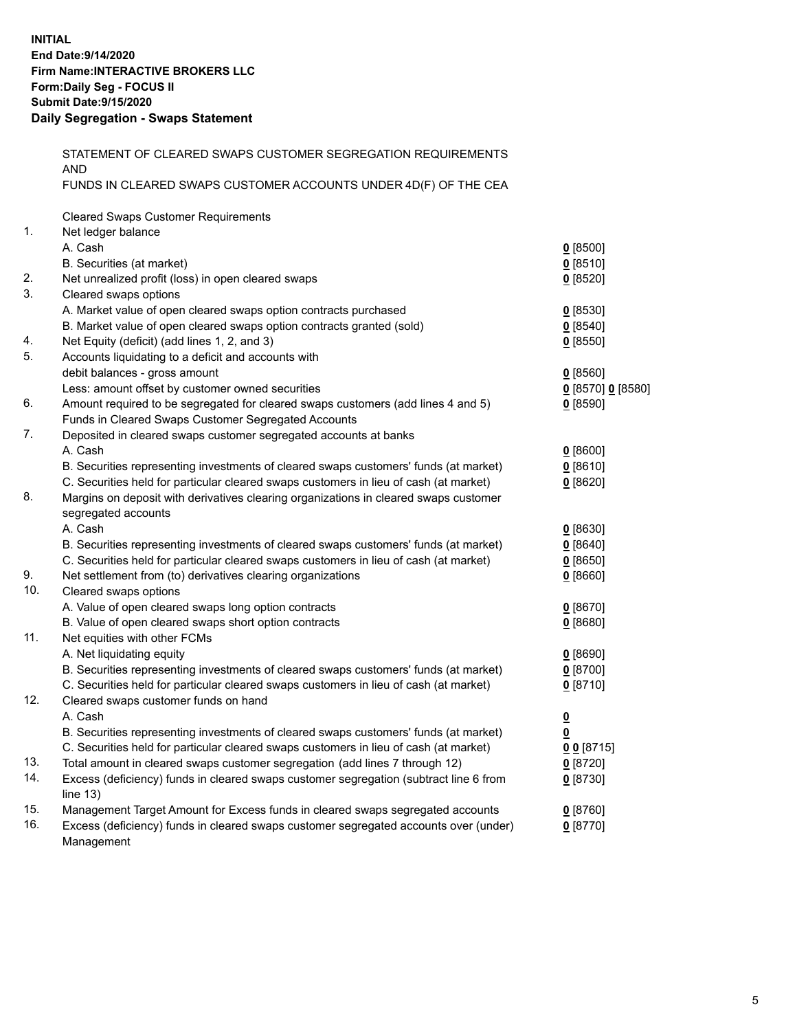**INITIAL**
**End Date:9/14/2020**
**Firm Name:INTERACTIVE BROKERS LLC**
**Form:Daily Seg - FOCUS II**
**Submit Date:9/15/2020**
**Daily Segregation - Swaps Statement**

STATEMENT OF CLEARED SWAPS CUSTOMER SEGREGATION REQUIREMENTS AND FUNDS IN CLEARED SWAPS CUSTOMER ACCOUNTS UNDER 4D(F) OF THE CEA

| | | |
|---|---|---|
| | Cleared Swaps Customer Requirements | |
| 1. | Net ledger balance | |
| | A. Cash | 0 [8500] |
| | B. Securities (at market) | 0 [8510] |
| 2. | Net unrealized profit (loss) in open cleared swaps | 0 [8520] |
| 3. | Cleared swaps options | |
| | A. Market value of open cleared swaps option contracts purchased | 0 [8530] |
| | B. Market value of open cleared swaps option contracts granted (sold) | 0 [8540] |
| 4. | Net Equity (deficit) (add lines 1, 2, and 3) | 0 [8550] |
| 5. | Accounts liquidating to a deficit and accounts with | |
| | debit balances - gross amount | 0 [8560] |
| | Less: amount offset by customer owned securities | 0 [8570] 0 [8580] |
| 6. | Amount required to be segregated for cleared swaps customers (add lines 4 and 5) | 0 [8590] |
| | Funds in Cleared Swaps Customer Segregated Accounts | |
| 7. | Deposited in cleared swaps customer segregated accounts at banks | |
| | A. Cash | 0 [8600] |
| | B. Securities representing investments of cleared swaps customers' funds (at market) | 0 [8610] |
| | C. Securities held for particular cleared swaps customers in lieu of cash (at market) | 0 [8620] |
| 8. | Margins on deposit with derivatives clearing organizations in cleared swaps customer segregated accounts | |
| | A. Cash | 0 [8630] |
| | B. Securities representing investments of cleared swaps customers' funds (at market) | 0 [8640] |
| | C. Securities held for particular cleared swaps customers in lieu of cash (at market) | 0 [8650] |
| 9. | Net settlement from (to) derivatives clearing organizations | 0 [8660] |
| 10. | Cleared swaps options | |
| | A. Value of open cleared swaps long option contracts | 0 [8670] |
| | B. Value of open cleared swaps short option contracts | 0 [8680] |
| 11. | Net equities with other FCMs | |
| | A. Net liquidating equity | 0 [8690] |
| | B. Securities representing investments of cleared swaps customers' funds (at market) | 0 [8700] |
| | C. Securities held for particular cleared swaps customers in lieu of cash (at market) | 0 [8710] |
| 12. | Cleared swaps customer funds on hand | |
| | A. Cash | 0 |
| | B. Securities representing investments of cleared swaps customers' funds (at market) | 0 |
| | C. Securities held for particular cleared swaps customers in lieu of cash (at market) | 0 0 [8715] |
| 13. | Total amount in cleared swaps customer segregation (add lines 7 through 12) | 0 [8720] |
| 14. | Excess (deficiency) funds in cleared swaps customer segregation (subtract line 6 from line 13) | 0 [8730] |
| 15. | Management Target Amount for Excess funds in cleared swaps segregated accounts | 0 [8760] |
| 16. | Excess (deficiency) funds in cleared swaps customer segregated accounts over (under) Management | 0 [8770] |